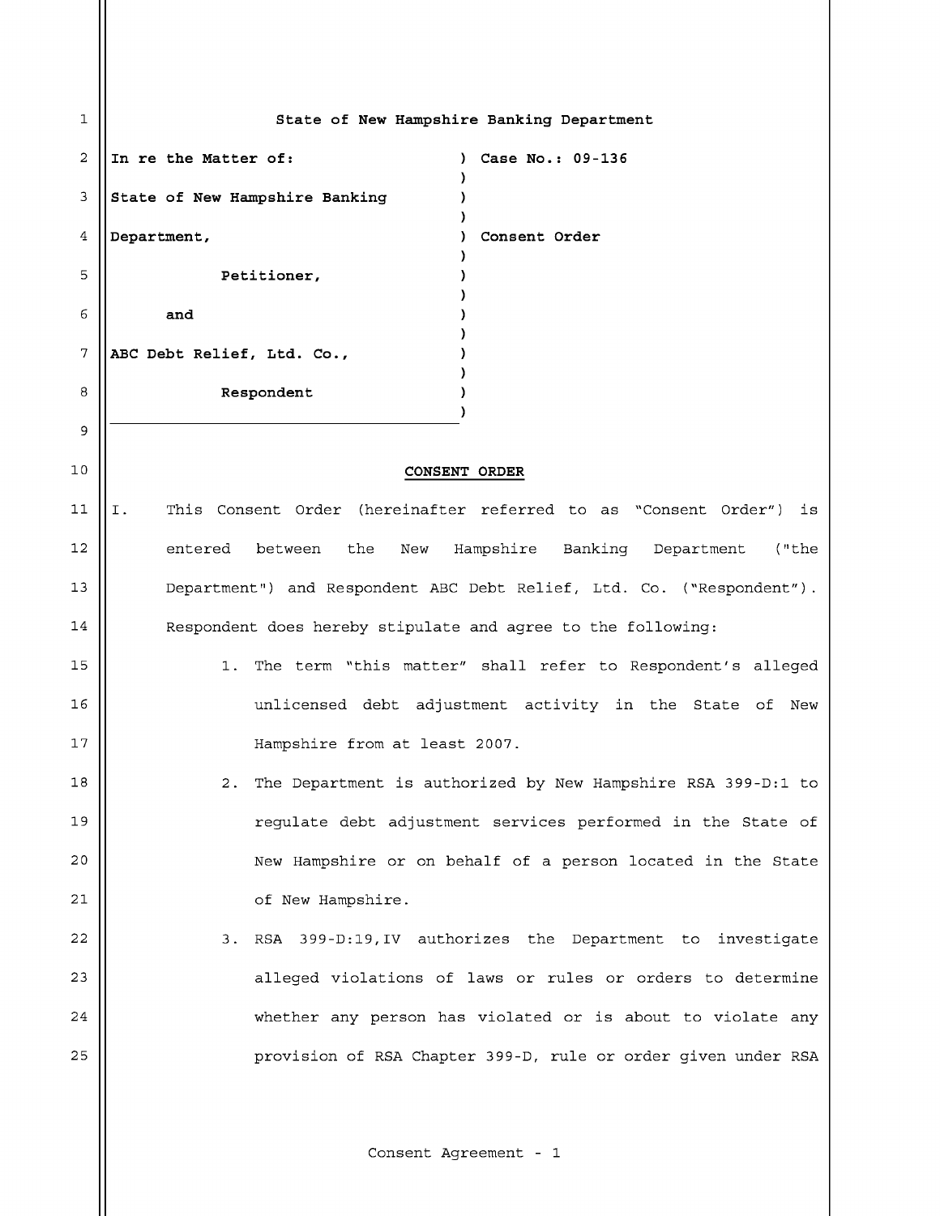**State of New Hampshire Banking Department**

| | |
|---|---|
| **In re the Matter of:** | **Case No.: 09-136** |
| **State of New Hampshire Banking Department,** | |
| **Petitioner,** | **Consent Order** |
| **and** | |
| **ABC Debt Relief, Ltd. Co.,** | |
| **Respondent** | |

## CONSENT ORDER

I. This Consent Order (hereinafter referred to as "Consent Order") is entered between the New Hampshire Banking Department ("the Department") and Respondent ABC Debt Relief, Ltd. Co. ("Respondent"). Respondent does hereby stipulate and agree to the following:

1. The term "this matter" shall refer to Respondent's alleged unlicensed debt adjustment activity in the State of New Hampshire from at least 2007.

2. The Department is authorized by New Hampshire RSA 399-D:1 to regulate debt adjustment services performed in the State of New Hampshire or on behalf of a person located in the State of New Hampshire.

3. RSA 399-D:19,IV authorizes the Department to investigate alleged violations of laws or rules or orders to determine whether any person has violated or is about to violate any provision of RSA Chapter 399-D, rule or order given under RSA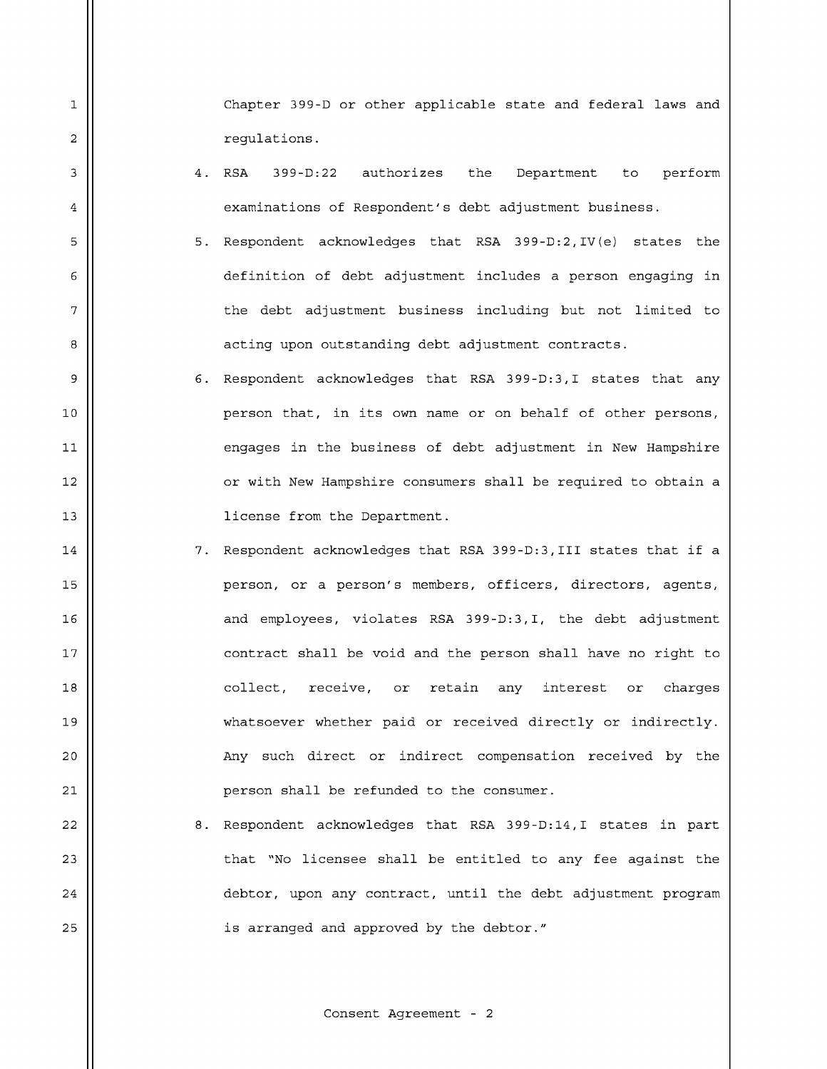Chapter 399-D or other applicable state and federal laws and regulations.

4. RSA 399-D:22 authorizes the Department to perform examinations of Respondent's debt adjustment business.
5. Respondent acknowledges that RSA 399-D:2,IV(e) states the definition of debt adjustment includes a person engaging in the debt adjustment business including but not limited to acting upon outstanding debt adjustment contracts.
6. Respondent acknowledges that RSA 399-D:3,I states that any person that, in its own name or on behalf of other persons, engages in the business of debt adjustment in New Hampshire or with New Hampshire consumers shall be required to obtain a license from the Department.
7. Respondent acknowledges that RSA 399-D:3,III states that if a person, or a person's members, officers, directors, agents, and employees, violates RSA 399-D:3,I, the debt adjustment contract shall be void and the person shall have no right to collect, receive, or retain any interest or charges whatsoever whether paid or received directly or indirectly. Any such direct or indirect compensation received by the person shall be refunded to the consumer.
8. Respondent acknowledges that RSA 399-D:14,I states in part that "No licensee shall be entitled to any fee against the debtor, upon any contract, until the debt adjustment program is arranged and approved by the debtor."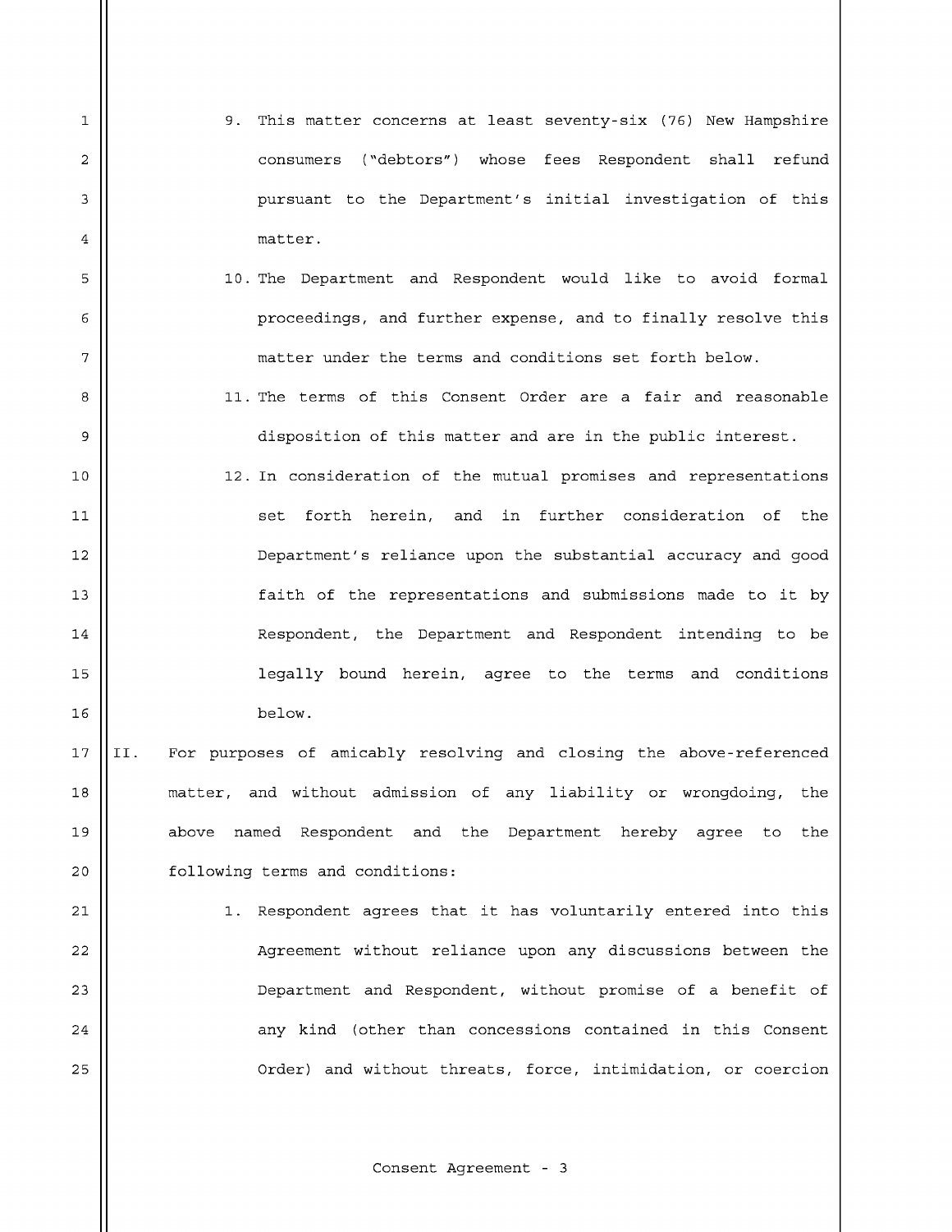9. This matter concerns at least seventy-six (76) New Hampshire consumers ("debtors") whose fees Respondent shall refund pursuant to the Department's initial investigation of this matter.

10. The Department and Respondent would like to avoid formal proceedings, and further expense, and to finally resolve this matter under the terms and conditions set forth below.

11. The terms of this Consent Order are a fair and reasonable disposition of this matter and are in the public interest.

12. In consideration of the mutual promises and representations set forth herein, and in further consideration of the Department's reliance upon the substantial accuracy and good faith of the representations and submissions made to it by Respondent, the Department and Respondent intending to be legally bound herein, agree to the terms and conditions below.

II. For purposes of amicably resolving and closing the above-referenced matter, and without admission of any liability or wrongdoing, the above named Respondent and the Department hereby agree to the following terms and conditions:

1. Respondent agrees that it has voluntarily entered into this Agreement without reliance upon any discussions between the Department and Respondent, without promise of a benefit of any kind (other than concessions contained in this Consent Order) and without threats, force, intimidation, or coercion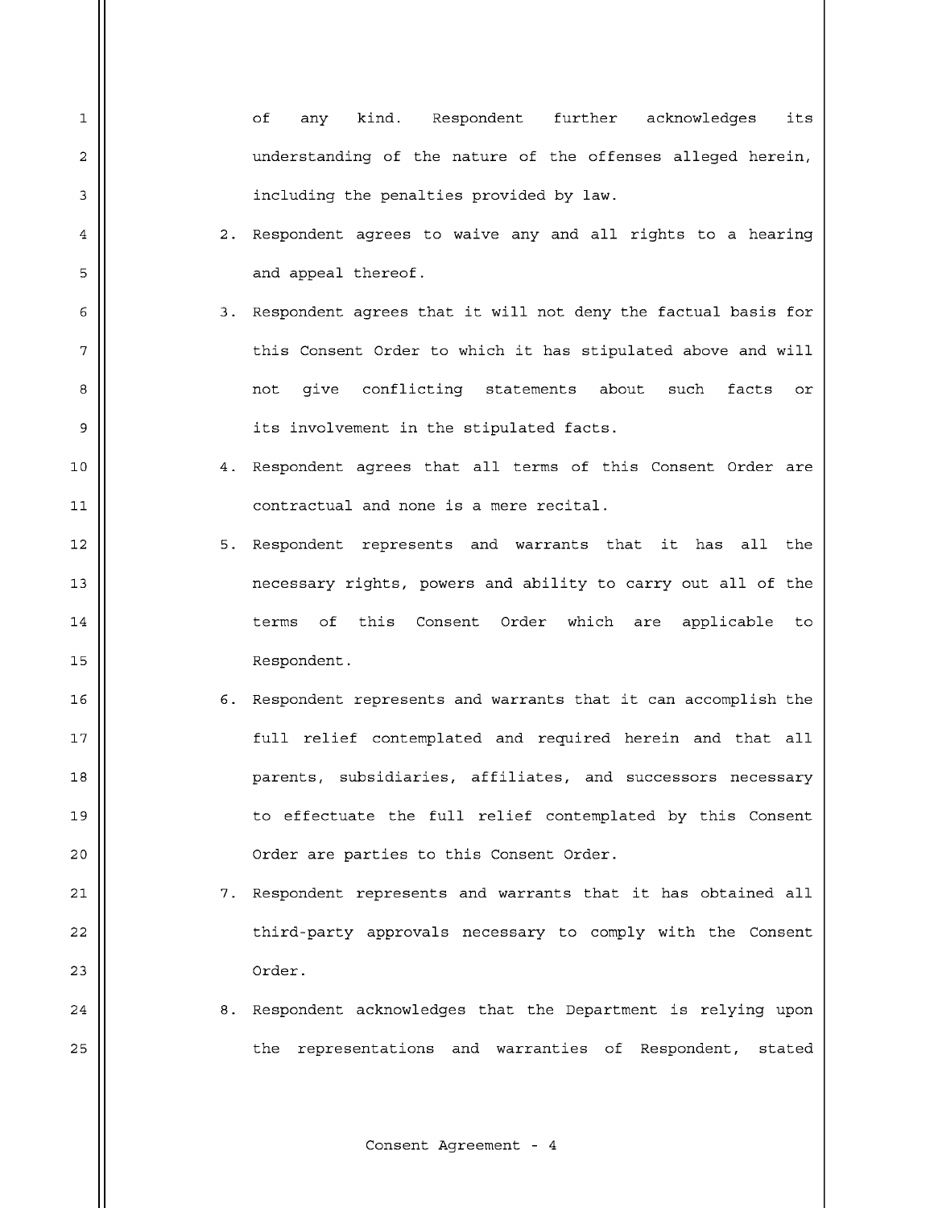of any kind. Respondent further acknowledges its understanding of the nature of the offenses alleged herein, including the penalties provided by law.

2. Respondent agrees to waive any and all rights to a hearing and appeal thereof.
3. Respondent agrees that it will not deny the factual basis for this Consent Order to which it has stipulated above and will not give conflicting statements about such facts or its involvement in the stipulated facts.
4. Respondent agrees that all terms of this Consent Order are contractual and none is a mere recital.
5. Respondent represents and warrants that it has all the necessary rights, powers and ability to carry out all of the terms of this Consent Order which are applicable to Respondent.
6. Respondent represents and warrants that it can accomplish the full relief contemplated and required herein and that all parents, subsidiaries, affiliates, and successors necessary to effectuate the full relief contemplated by this Consent Order are parties to this Consent Order.
7. Respondent represents and warrants that it has obtained all third-party approvals necessary to comply with the Consent Order.
8. Respondent acknowledges that the Department is relying upon the representations and warranties of Respondent, stated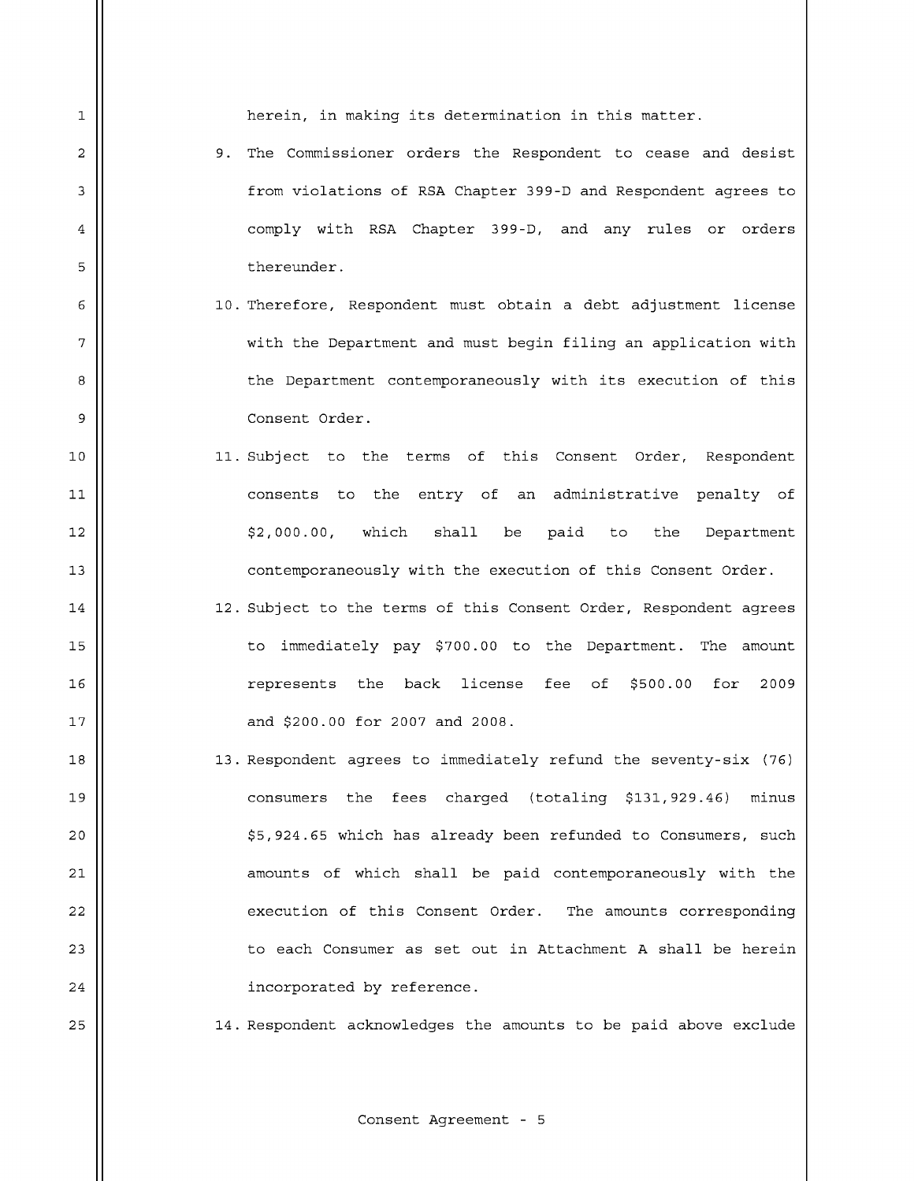herein, in making its determination in this matter.

9. The Commissioner orders the Respondent to cease and desist from violations of RSA Chapter 399-D and Respondent agrees to comply with RSA Chapter 399-D, and any rules or orders thereunder.

10. Therefore, Respondent must obtain a debt adjustment license with the Department and must begin filing an application with the Department contemporaneously with its execution of this Consent Order.

11. Subject to the terms of this Consent Order, Respondent consents to the entry of an administrative penalty of $2,000.00, which shall be paid to the Department contemporaneously with the execution of this Consent Order.

12. Subject to the terms of this Consent Order, Respondent agrees to immediately pay $700.00 to the Department. The amount represents the back license fee of $500.00 for 2009 and $200.00 for 2007 and 2008.

13. Respondent agrees to immediately refund the seventy-six (76) consumers the fees charged (totaling $131,929.46) minus $5,924.65 which has already been refunded to Consumers, such amounts of which shall be paid contemporaneously with the execution of this Consent Order. The amounts corresponding to each Consumer as set out in Attachment A shall be herein incorporated by reference.

14. Respondent acknowledges the amounts to be paid above exclude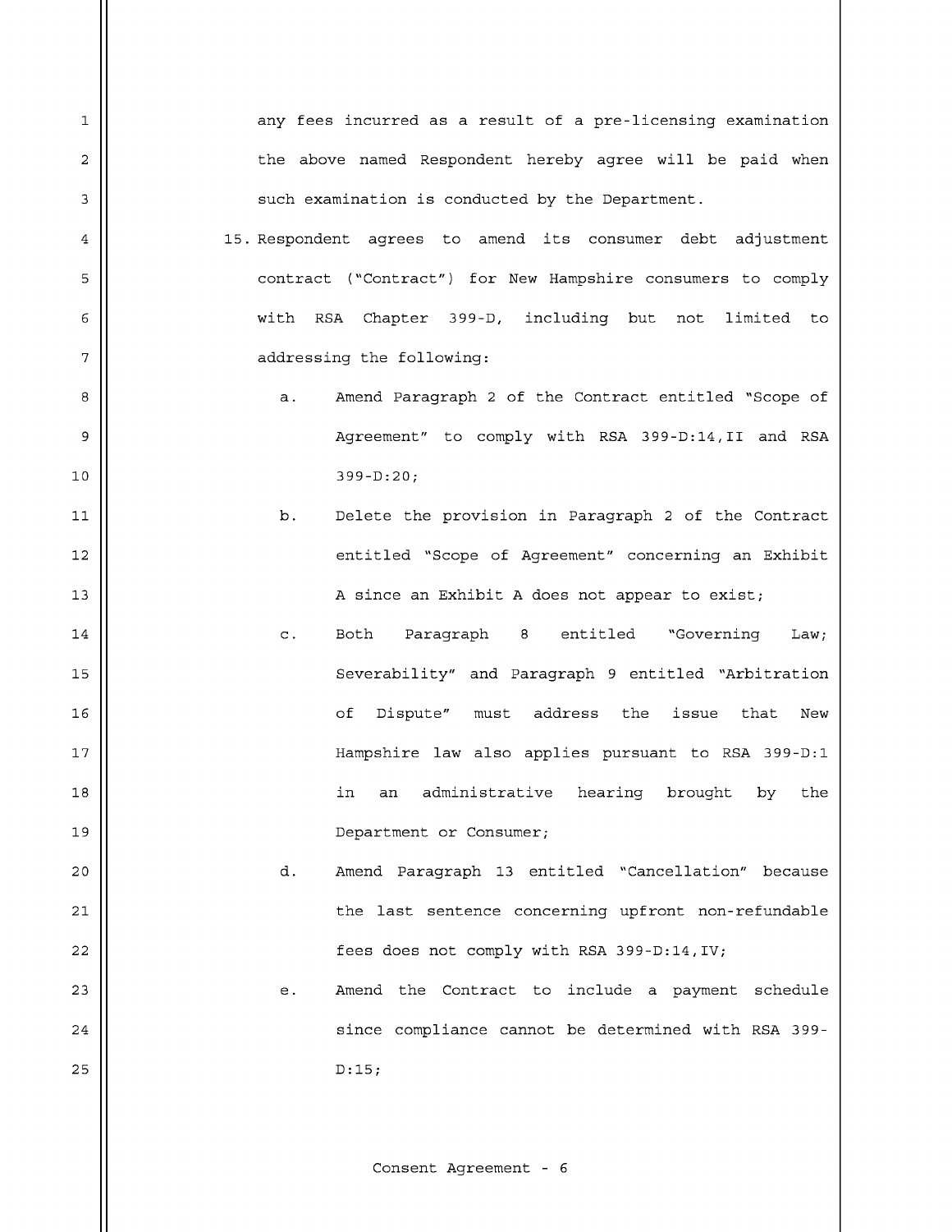any fees incurred as a result of a pre-licensing examination the above named Respondent hereby agree will be paid when such examination is conducted by the Department.

15. Respondent agrees to amend its consumer debt adjustment contract ("Contract") for New Hampshire consumers to comply with RSA Chapter 399-D, including but not limited to addressing the following:

    a. Amend Paragraph 2 of the Contract entitled "Scope of Agreement" to comply with RSA 399-D:14,II and RSA 399-D:20;

    b. Delete the provision in Paragraph 2 of the Contract entitled "Scope of Agreement" concerning an Exhibit A since an Exhibit A does not appear to exist;

    c. Both Paragraph 8 entitled "Governing Law; Severability" and Paragraph 9 entitled "Arbitration of Dispute" must address the issue that New Hampshire law also applies pursuant to RSA 399-D:1 in an administrative hearing brought by the Department or Consumer;

    d. Amend Paragraph 13 entitled "Cancellation" because the last sentence concerning upfront non-refundable fees does not comply with RSA 399-D:14,IV;

    e. Amend the Contract to include a payment schedule since compliance cannot be determined with RSA 399-D:15;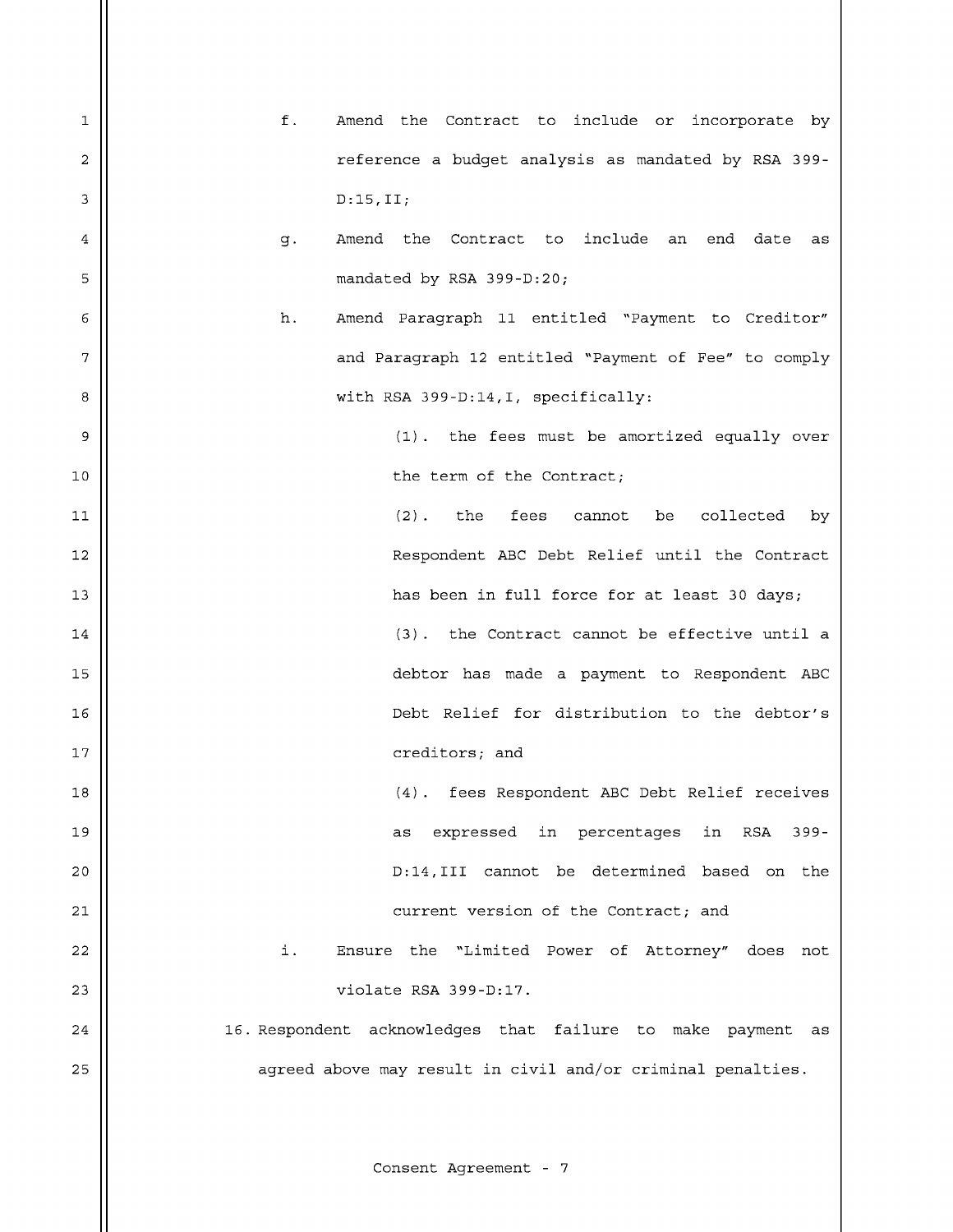f. Amend the Contract to include or incorporate by reference a budget analysis as mandated by RSA 399-D:15,II;

g. Amend the Contract to include an end date as mandated by RSA 399-D:20;

h. Amend Paragraph 11 entitled "Payment to Creditor" and Paragraph 12 entitled "Payment of Fee" to comply with RSA 399-D:14,I, specifically:

   (1). the fees must be amortized equally over the term of the Contract;

   (2). the fees cannot be collected by Respondent ABC Debt Relief until the Contract has been in full force for at least 30 days;

   (3). the Contract cannot be effective until a debtor has made a payment to Respondent ABC Debt Relief for distribution to the debtor's creditors; and

   (4). fees Respondent ABC Debt Relief receives as expressed in percentages in RSA 399-D:14,III cannot be determined based on the current version of the Contract; and

i. Ensure the "Limited Power of Attorney" does not violate RSA 399-D:17.

16. Respondent acknowledges that failure to make payment as agreed above may result in civil and/or criminal penalties.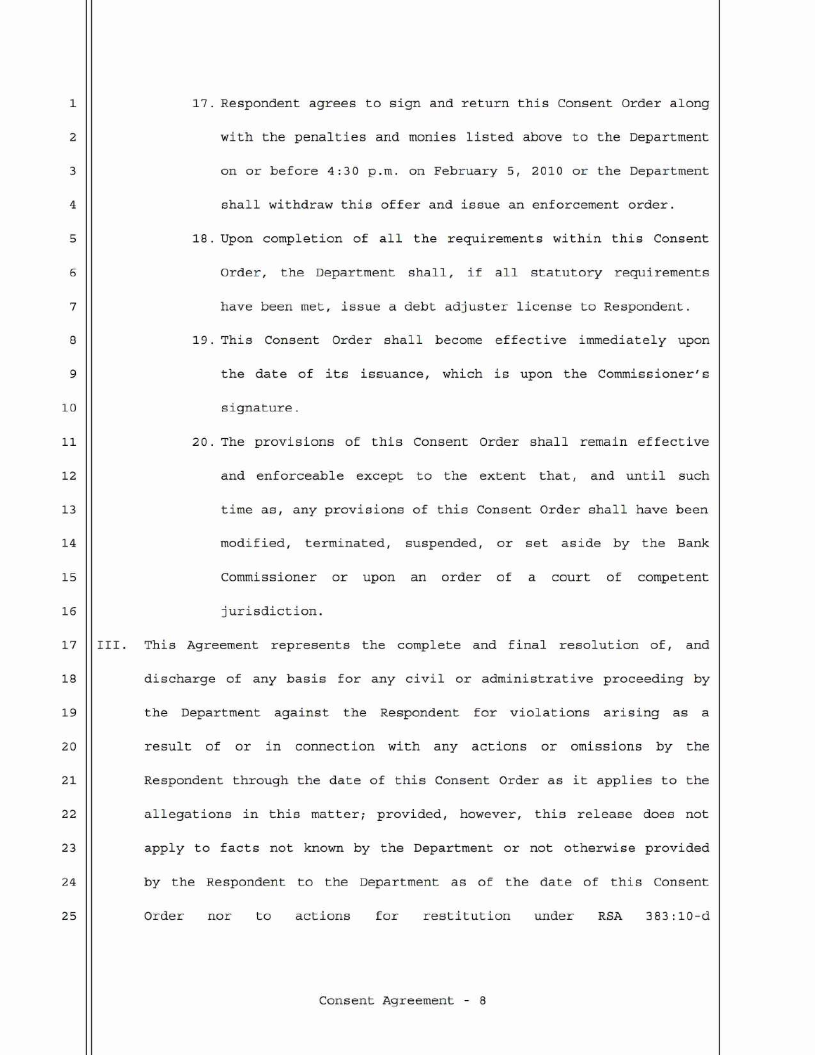17. Respondent agrees to sign and return this Consent Order along with the penalties and monies listed above to the Department on or before 4:30 p.m. on February 5, 2010 or the Department shall withdraw this offer and issue an enforcement order.

18. Upon completion of all the requirements within this Consent Order, the Department shall, if all statutory requirements have been met, issue a debt adjuster license to Respondent.

19. This Consent Order shall become effective immediately upon the date of its issuance, which is upon the Commissioner's signature.

20. The provisions of this Consent Order shall remain effective and enforceable except to the extent that, and until such time as, any provisions of this Consent Order shall have been modified, terminated, suspended, or set aside by the Bank Commissioner or upon an order of a court of competent jurisdiction.

III. This Agreement represents the complete and final resolution of, and discharge of any basis for any civil or administrative proceeding by the Department against the Respondent for violations arising as a result of or in connection with any actions or omissions by the Respondent through the date of this Consent Order as it applies to the allegations in this matter; provided, however, this release does not apply to facts not known by the Department or not otherwise provided by the Respondent to the Department as of the date of this Consent Order nor to actions for restitution under RSA 383:10-d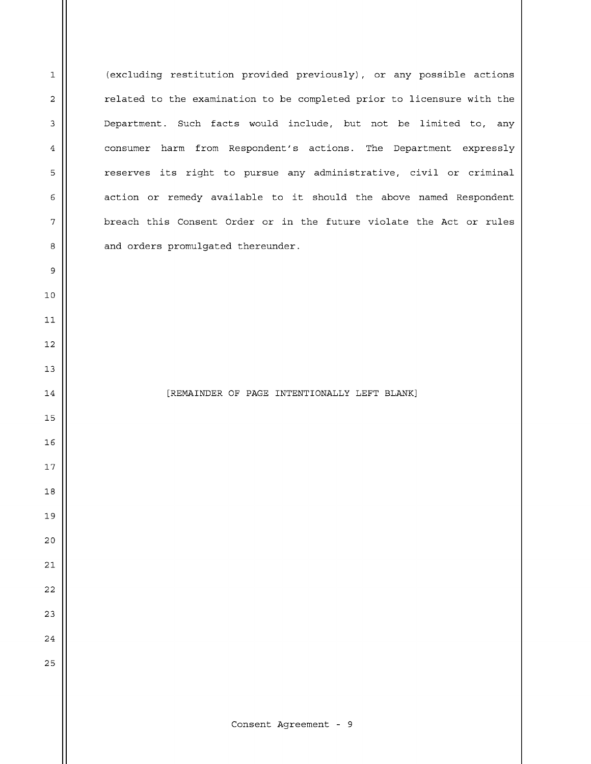(excluding restitution provided previously), or any possible actions related to the examination to be completed prior to licensure with the Department. Such facts would include, but not be limited to, any consumer harm from Respondent's actions. The Department expressly reserves its right to pursue any administrative, civil or criminal action or remedy available to it should the above named Respondent breach this Consent Order or in the future violate the Act or rules and orders promulgated thereunder.

[REMAINDER OF PAGE INTENTIONALLY LEFT BLANK]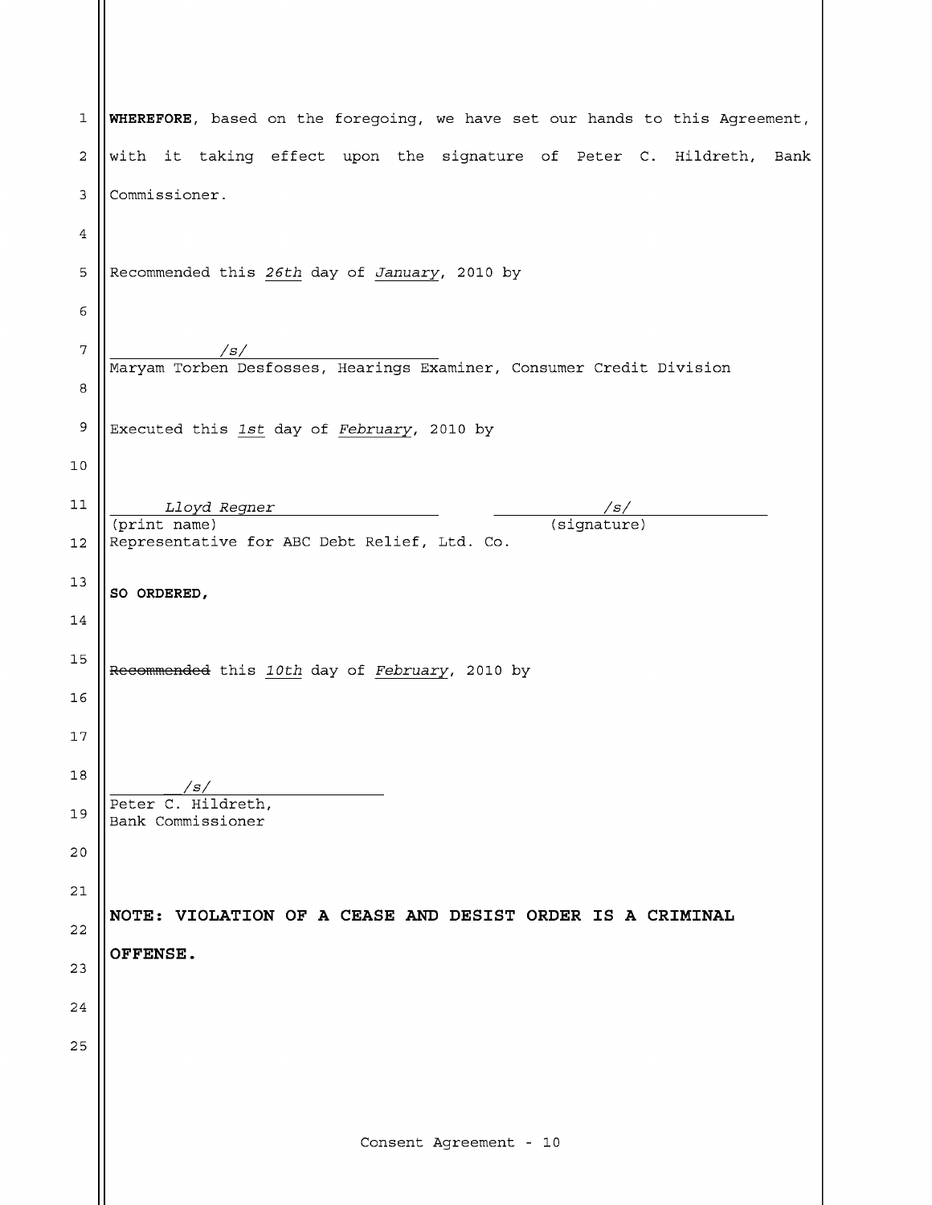**WHEREFORE**, based on the foregoing, we have set our hands to this Agreement, with it taking effect upon the signature of Peter C. Hildreth, Bank Commissioner.

Recommended this *26th* day of *January*, 2010 by

/s/
Maryam Torben Desfosses, Hearings Examiner, Consumer Credit Division

Executed this *1st* day of *February*, 2010 by

*Lloyd Regner* &nbsp;&nbsp;&nbsp;&nbsp;&nbsp;&nbsp;&nbsp;&nbsp; /s/
(print name) &nbsp;&nbsp;&nbsp;&nbsp;&nbsp;&nbsp;&nbsp;&nbsp; (signature)
Representative for ABC Debt Relief, Ltd. Co.

**SO ORDERED,**

~~Recommended~~ this *10th* day of *February*, 2010 by

/s/
Peter C. Hildreth,
Bank Commissioner

**NOTE: VIOLATION OF A CEASE AND DESIST ORDER IS A CRIMINAL OFFENSE.**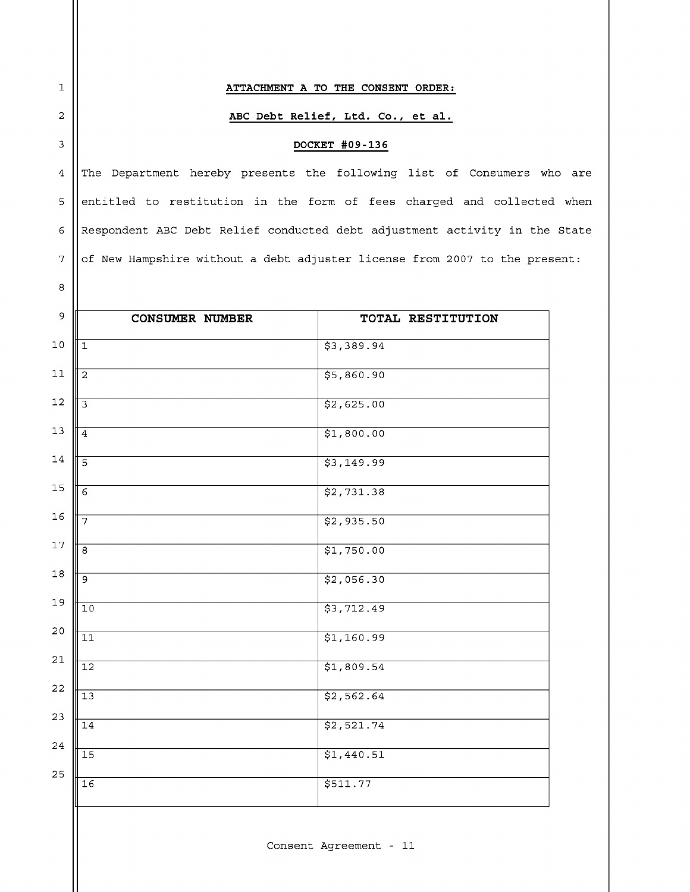**ATTACHMENT A TO THE CONSENT ORDER:**

**ABC Debt Relief, Ltd. Co., et al.**

**DOCKET #09-136**

The Department hereby presents the following list of Consumers who are entitled to restitution in the form of fees charged and collected when Respondent ABC Debt Relief conducted debt adjustment activity in the State of New Hampshire without a debt adjuster license from 2007 to the present:

| CONSUMER NUMBER | TOTAL RESTITUTION |
|---|---|
| 1 | $3,389.94 |
| 2 | $5,860.90 |
| 3 | $2,625.00 |
| 4 | $1,800.00 |
| 5 | $3,149.99 |
| 6 | $2,731.38 |
| 7 | $2,935.50 |
| 8 | $1,750.00 |
| 9 | $2,056.30 |
| 10 | $3,712.49 |
| 11 | $1,160.99 |
| 12 | $1,809.54 |
| 13 | $2,562.64 |
| 14 | $2,521.74 |
| 15 | $1,440.51 |
| 16 | $511.77 |

Consent Agreement - 11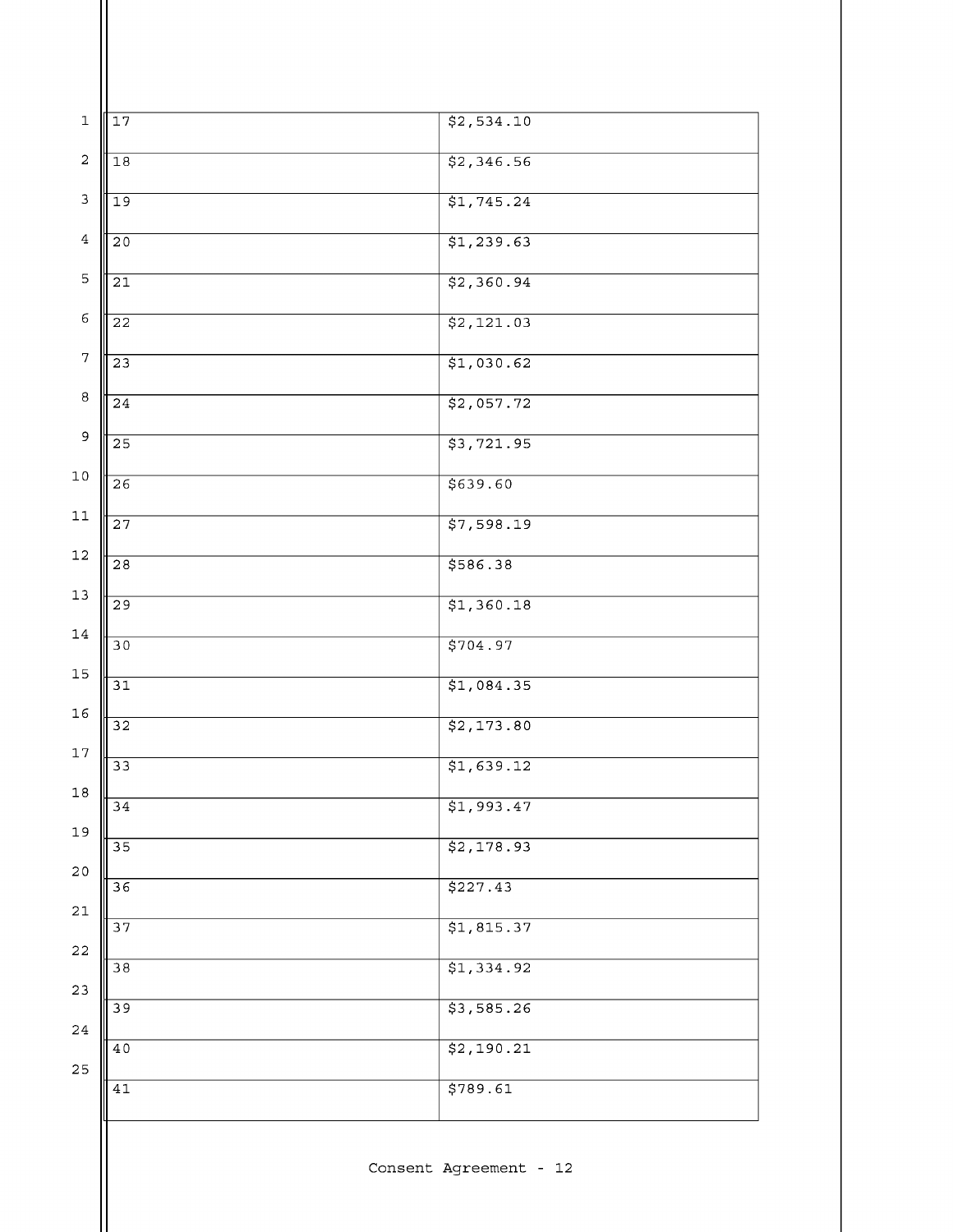| | |
|---|---|
| 17 | $2,534.10 |
| 18 | $2,346.56 |
| 19 | $1,745.24 |
| 20 | $1,239.63 |
| 21 | $2,360.94 |
| 22 | $2,121.03 |
| 23 | $1,030.62 |
| 24 | $2,057.72 |
| 25 | $3,721.95 |
| 26 | $639.60 |
| 27 | $7,598.19 |
| 28 | $586.38 |
| 29 | $1,360.18 |
| 30 | $704.97 |
| 31 | $1,084.35 |
| 32 | $2,173.80 |
| 33 | $1,639.12 |
| 34 | $1,993.47 |
| 35 | $2,178.93 |
| 36 | $227.43 |
| 37 | $1,815.37 |
| 38 | $1,334.92 |
| 39 | $3,585.26 |
| 40 | $2,190.21 |
| 41 | $789.61 |

Consent Agreement - 12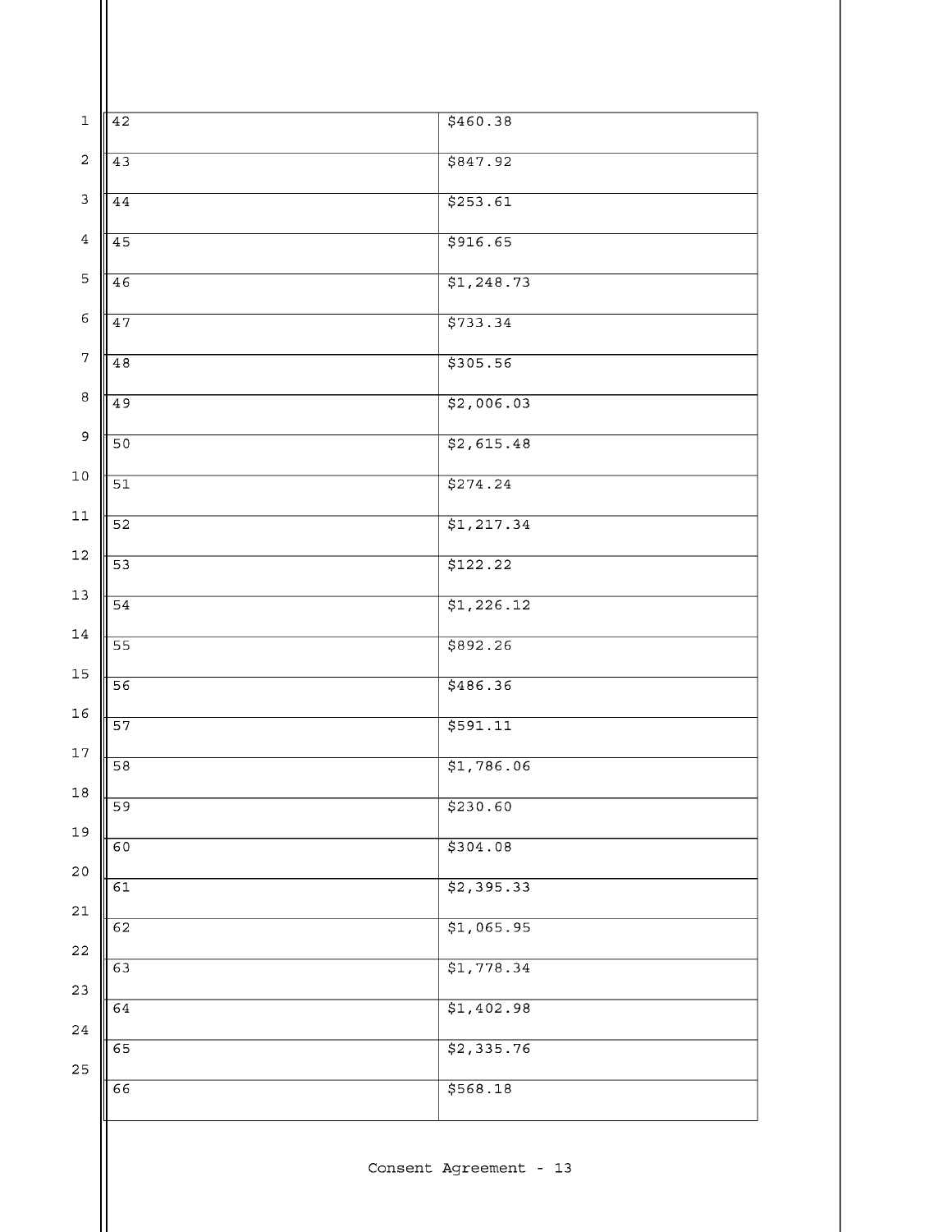| | |
|---|---|
| 42 | $460.38 |
| 43 | $847.92 |
| 44 | $253.61 |
| 45 | $916.65 |
| 46 | $1,248.73 |
| 47 | $733.34 |
| 48 | $305.56 |
| 49 | $2,006.03 |
| 50 | $2,615.48 |
| 51 | $274.24 |
| 52 | $1,217.34 |
| 53 | $122.22 |
| 54 | $1,226.12 |
| 55 | $892.26 |
| 56 | $486.36 |
| 57 | $591.11 |
| 58 | $1,786.06 |
| 59 | $230.60 |
| 60 | $304.08 |
| 61 | $2,395.33 |
| 62 | $1,065.95 |
| 63 | $1,778.34 |
| 64 | $1,402.98 |
| 65 | $2,335.76 |
| 66 | $568.18 |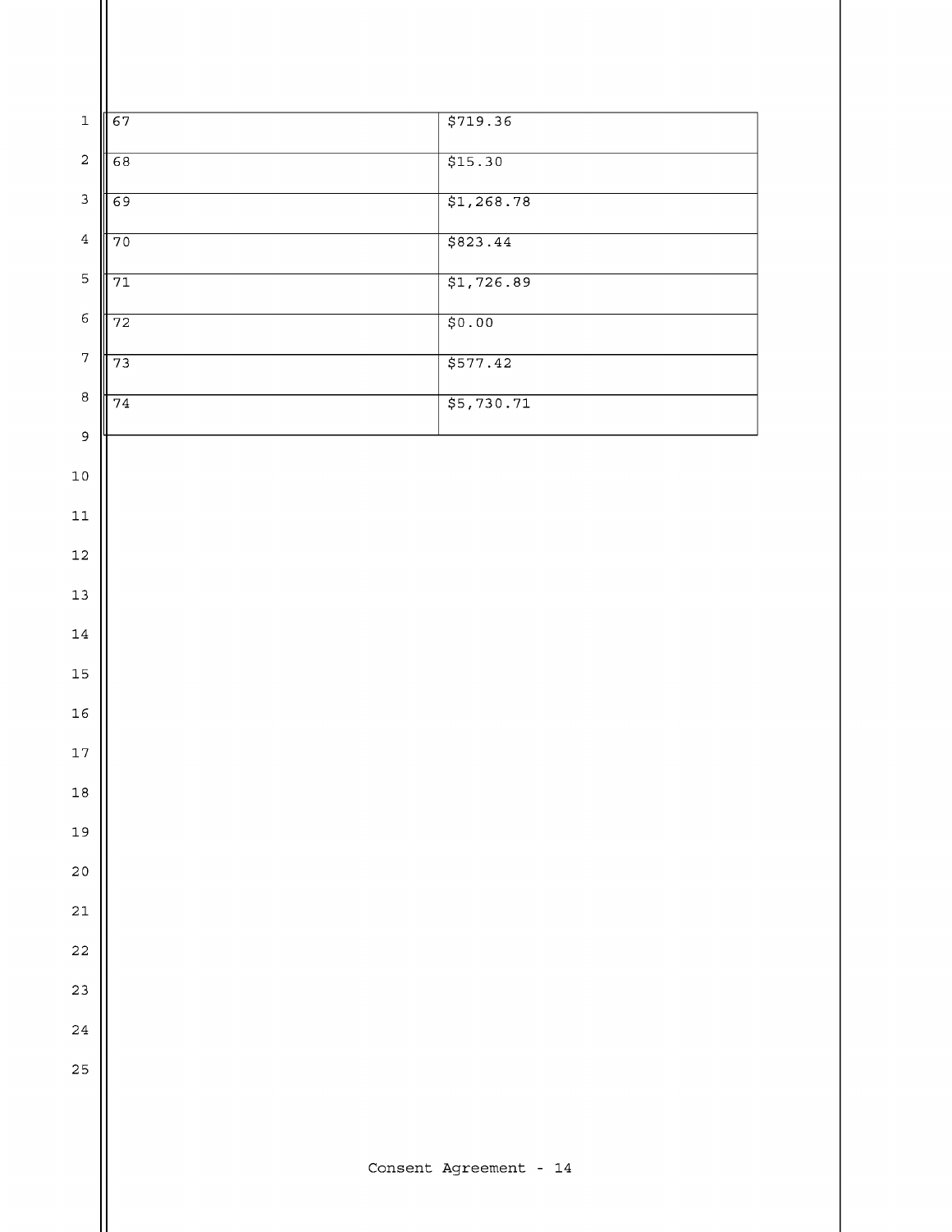| | |
|---|---|
| 67 | $719.36 |
| 68 | $15.30 |
| 69 | $1,268.78 |
| 70 | $823.44 |
| 71 | $1,726.89 |
| 72 | $0.00 |
| 73 | $577.42 |
| 74 | $5,730.71 |